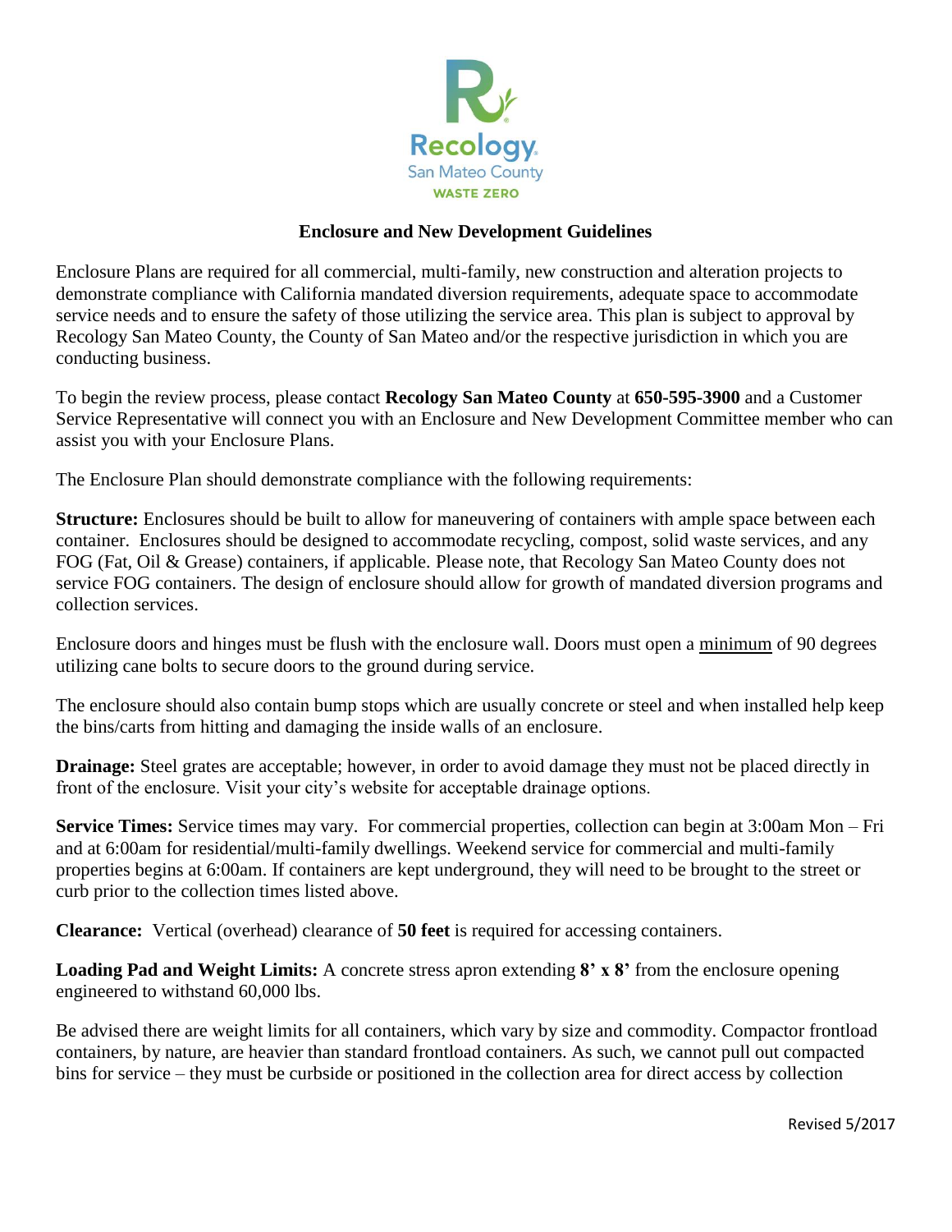Recology San Mateo County
WASTE ZERO

## Enclosure and New Development Guidelines

Enclosure Plans are required for all commercial, multi-family, new construction and alteration projects to demonstrate compliance with California mandated diversion requirements, adequate space to accommodate service needs and to ensure the safety of those utilizing the service area. This plan is subject to approval by Recology San Mateo County, the County of San Mateo and/or the respective jurisdiction in which you are conducting business.

To begin the review process, please contact **Recology San Mateo County** at **650-595-3900** and a Customer Service Representative will connect you with an Enclosure and New Development Committee member who can assist you with your Enclosure Plans.

The Enclosure Plan should demonstrate compliance with the following requirements:

**Structure:** Enclosures should be built to allow for maneuvering of containers with ample space between each container. Enclosures should be designed to accommodate recycling, compost, solid waste services, and any FOG (Fat, Oil & Grease) containers, if applicable. Please note, that Recology San Mateo County does not service FOG containers. The design of enclosure should allow for growth of mandated diversion programs and collection services.

Enclosure doors and hinges must be flush with the enclosure wall. Doors must open a <u>minimum</u> of 90 degrees utilizing cane bolts to secure doors to the ground during service.

The enclosure should also contain bump stops which are usually concrete or steel and when installed help keep the bins/carts from hitting and damaging the inside walls of an enclosure.

**Drainage:** Steel grates are acceptable; however, in order to avoid damage they must not be placed directly in front of the enclosure. Visit your city's website for acceptable drainage options.

**Service Times:** Service times may vary. For commercial properties, collection can begin at 3:00am Mon – Fri and at 6:00am for residential/multi-family dwellings. Weekend service for commercial and multi-family properties begins at 6:00am. If containers are kept underground, they will need to be brought to the street or curb prior to the collection times listed above.

**Clearance:** Vertical (overhead) clearance of **50 feet** is required for accessing containers.

**Loading Pad and Weight Limits:** A concrete stress apron extending **8' x 8'** from the enclosure opening engineered to withstand 60,000 lbs.

Be advised there are weight limits for all containers, which vary by size and commodity. Compactor frontload containers, by nature, are heavier than standard frontload containers. As such, we cannot pull out compacted bins for service – they must be curbside or positioned in the collection area for direct access by collection

Revised 5/2017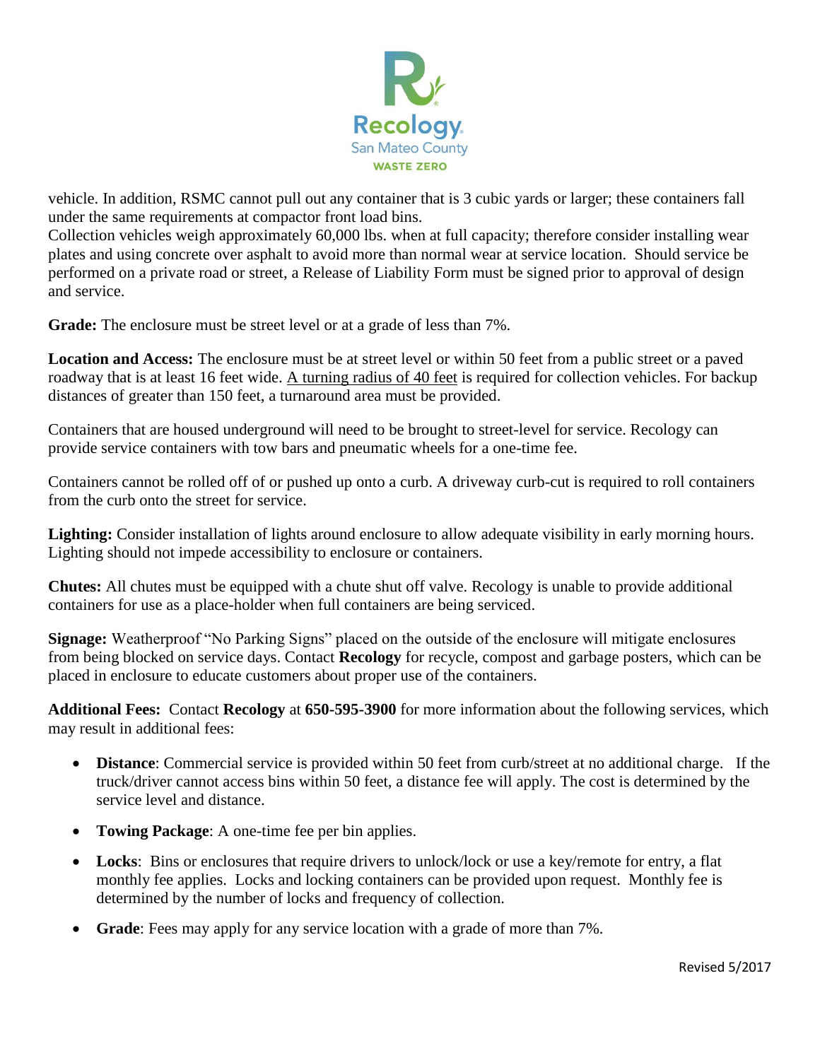vehicle. In addition, RSMC cannot pull out any container that is 3 cubic yards or larger; these containers fall under the same requirements at compactor front load bins.
Collection vehicles weigh approximately 60,000 lbs. when at full capacity; therefore consider installing wear plates and using concrete over asphalt to avoid more than normal wear at service location. Should service be performed on a private road or street, a Release of Liability Form must be signed prior to approval of design and service.

**Grade:** The enclosure must be street level or at a grade of less than 7%.

**Location and Access:** The enclosure must be at street level or within 50 feet from a public street or a paved roadway that is at least 16 feet wide. A turning radius of 40 feet is required for collection vehicles. For backup distances of greater than 150 feet, a turnaround area must be provided.

Containers that are housed underground will need to be brought to street-level for service. Recology can provide service containers with tow bars and pneumatic wheels for a one-time fee.

Containers cannot be rolled off of or pushed up onto a curb. A driveway curb-cut is required to roll containers from the curb onto the street for service.

**Lighting:** Consider installation of lights around enclosure to allow adequate visibility in early morning hours. Lighting should not impede accessibility to enclosure or containers.

**Chutes:** All chutes must be equipped with a chute shut off valve. Recology is unable to provide additional containers for use as a place-holder when full containers are being serviced.

**Signage:** Weatherproof "No Parking Signs" placed on the outside of the enclosure will mitigate enclosures from being blocked on service days. Contact **Recology** for recycle, compost and garbage posters, which can be placed in enclosure to educate customers about proper use of the containers.

**Additional Fees:** Contact **Recology** at **650-595-3900** for more information about the following services, which may result in additional fees:

- **Distance**: Commercial service is provided within 50 feet from curb/street at no additional charge. If the truck/driver cannot access bins within 50 feet, a distance fee will apply. The cost is determined by the service level and distance.
- **Towing Package**: A one-time fee per bin applies.
- **Locks**: Bins or enclosures that require drivers to unlock/lock or use a key/remote for entry, a flat monthly fee applies. Locks and locking containers can be provided upon request. Monthly fee is determined by the number of locks and frequency of collection.
- **Grade**: Fees may apply for any service location with a grade of more than 7%.

Revised 5/2017